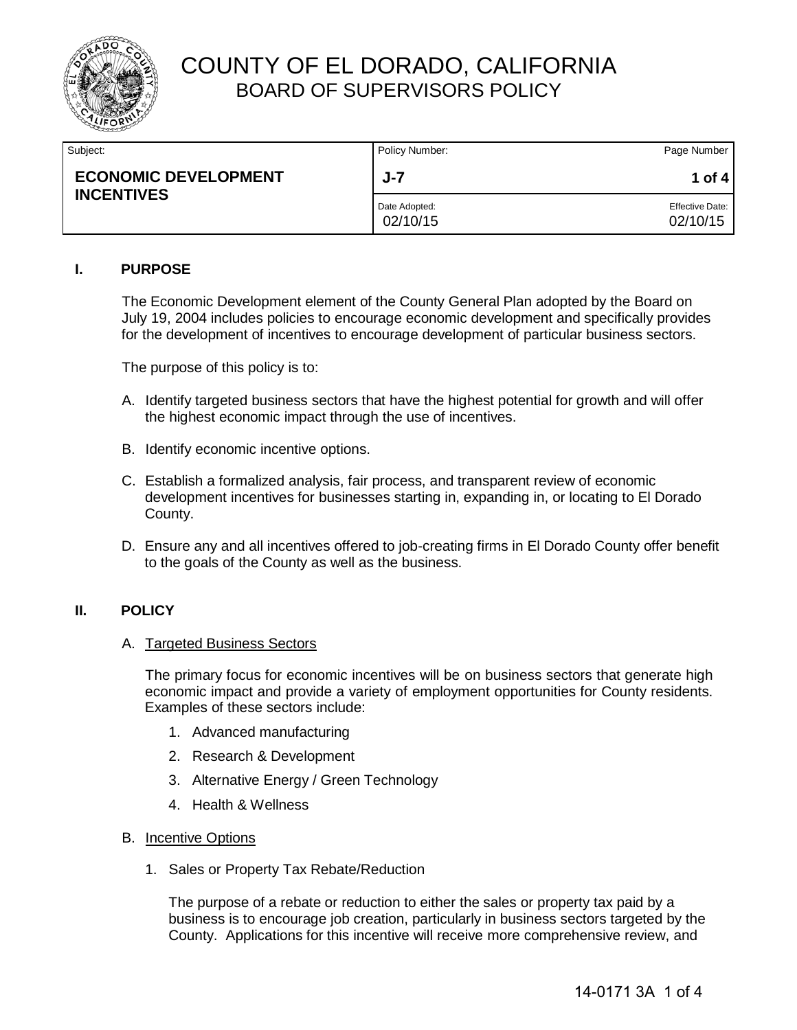# COUNTY OF EL DORADO, CALIFORNIA
## BOARD OF SUPERVISORS POLICY

| Subject: | Policy Number: | Page Number |
|---|---|---|
| **ECONOMIC DEVELOPMENT INCENTIVES** | **J-7** | **1 of 4** |
| | Date Adopted: 02/10/15 | Effective Date: 02/10/15 |

### I. PURPOSE

The Economic Development element of the County General Plan adopted by the Board on July 19, 2004 includes policies to encourage economic development and specifically provides for the development of incentives to encourage development of particular business sectors.

The purpose of this policy is to:

A. Identify targeted business sectors that have the highest potential for growth and will offer the highest economic impact through the use of incentives.

B. Identify economic incentive options.

C. Establish a formalized analysis, fair process, and transparent review of economic development incentives for businesses starting in, expanding in, or locating to El Dorado County.

D. Ensure any and all incentives offered to job-creating firms in El Dorado County offer benefit to the goals of the County as well as the business.

### II. POLICY

A. <u>Targeted Business Sectors</u>

The primary focus for economic incentives will be on business sectors that generate high economic impact and provide a variety of employment opportunities for County residents. Examples of these sectors include:

1. Advanced manufacturing
2. Research & Development
3. Alternative Energy / Green Technology
4. Health & Wellness

B. <u>Incentive Options</u>

1. Sales or Property Tax Rebate/Reduction

The purpose of a rebate or reduction to either the sales or property tax paid by a business is to encourage job creation, particularly in business sectors targeted by the County. Applications for this incentive will receive more comprehensive review, and

14-0171 3A 1 of 4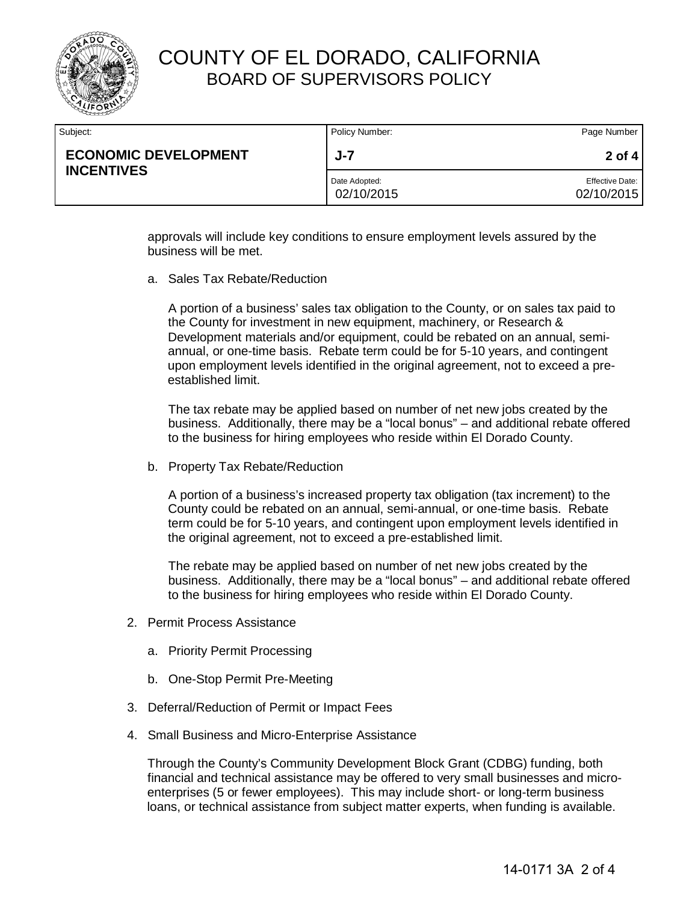approvals will include key conditions to ensure employment levels assured by the business will be met.

a. Sales Tax Rebate/Reduction

   A portion of a business' sales tax obligation to the County, or on sales tax paid to the County for investment in new equipment, machinery, or Research & Development materials and/or equipment, could be rebated on an annual, semi-annual, or one-time basis. Rebate term could be for 5-10 years, and contingent upon employment levels identified in the original agreement, not to exceed a pre-established limit.

   The tax rebate may be applied based on number of net new jobs created by the business. Additionally, there may be a "local bonus" – and additional rebate offered to the business for hiring employees who reside within El Dorado County.

b. Property Tax Rebate/Reduction

   A portion of a business's increased property tax obligation (tax increment) to the County could be rebated on an annual, semi-annual, or one-time basis. Rebate term could be for 5-10 years, and contingent upon employment levels identified in the original agreement, not to exceed a pre-established limit.

   The rebate may be applied based on number of net new jobs created by the business. Additionally, there may be a "local bonus" – and additional rebate offered to the business for hiring employees who reside within El Dorado County.

2. Permit Process Assistance

   a. Priority Permit Processing

   b. One-Stop Permit Pre-Meeting

3. Deferral/Reduction of Permit or Impact Fees

4. Small Business and Micro-Enterprise Assistance

   Through the County's Community Development Block Grant (CDBG) funding, both financial and technical assistance may be offered to very small businesses and micro-enterprises (5 or fewer employees). This may include short- or long-term business loans, or technical assistance from subject matter experts, when funding is available.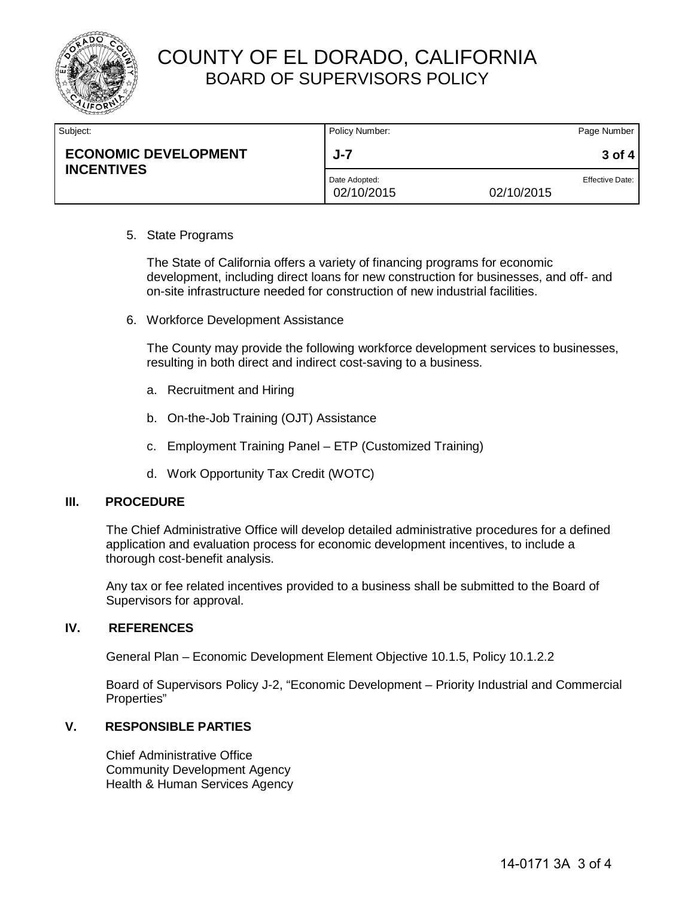5. State Programs

   The State of California offers a variety of financing programs for economic development, including direct loans for new construction for businesses, and off- and on-site infrastructure needed for construction of new industrial facilities.

6. Workforce Development Assistance

   The County may provide the following workforce development services to businesses, resulting in both direct and indirect cost-saving to a business.

   a. Recruitment and Hiring

   b. On-the-Job Training (OJT) Assistance

   c. Employment Training Panel – ETP (Customized Training)

   d. Work Opportunity Tax Credit (WOTC)

## III. PROCEDURE

The Chief Administrative Office will develop detailed administrative procedures for a defined application and evaluation process for economic development incentives, to include a thorough cost-benefit analysis.

Any tax or fee related incentives provided to a business shall be submitted to the Board of Supervisors for approval.

## IV. REFERENCES

General Plan – Economic Development Element Objective 10.1.5, Policy 10.1.2.2

Board of Supervisors Policy J-2, "Economic Development – Priority Industrial and Commercial Properties"

## V. RESPONSIBLE PARTIES

Chief Administrative Office
Community Development Agency
Health & Human Services Agency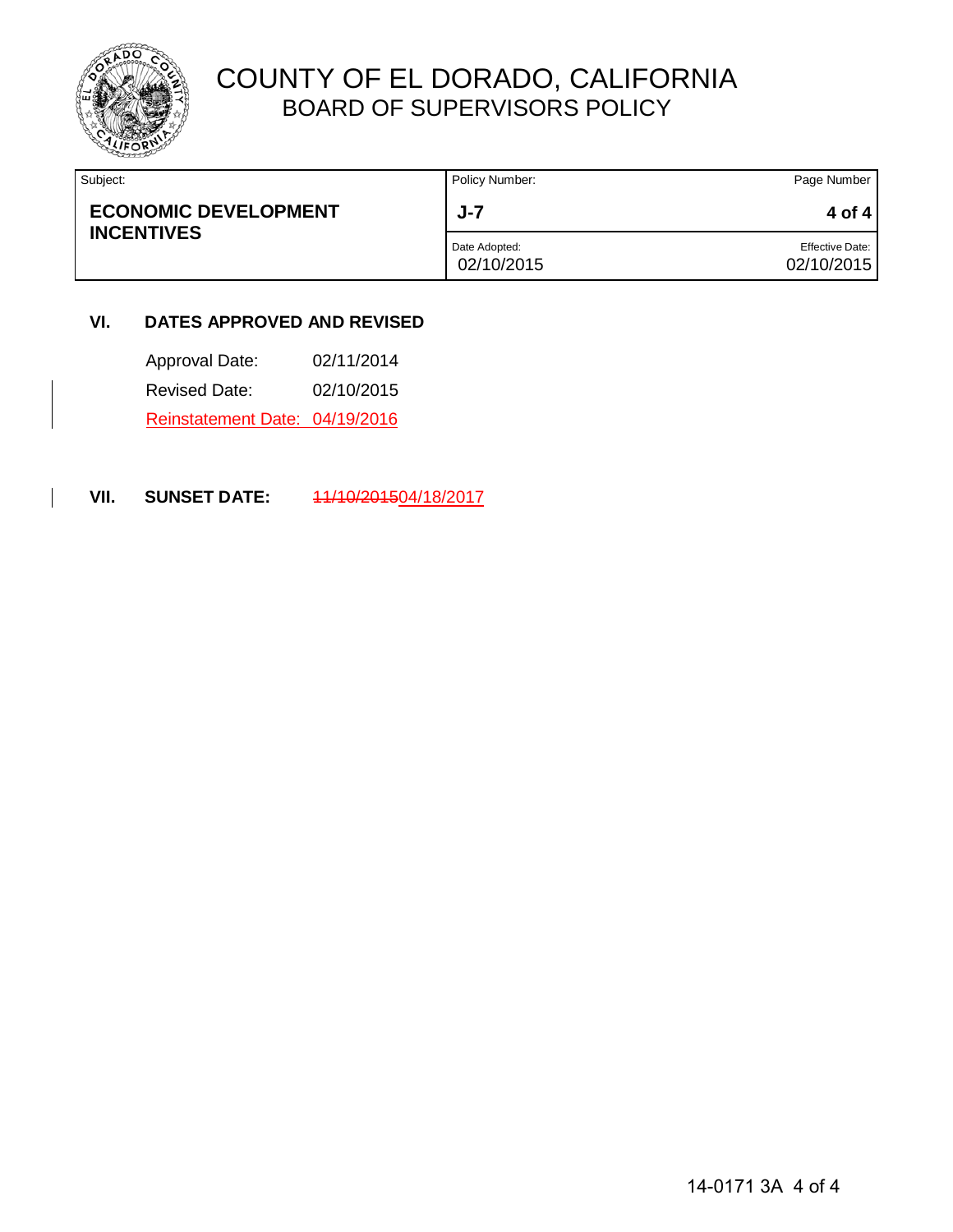# COUNTY OF EL DORADO, CALIFORNIA
## BOARD OF SUPERVISORS POLICY

| Subject: | Policy Number: | Page Number |
|---|---|---|
| **ECONOMIC DEVELOPMENT INCENTIVES** | **J-7** | **4 of 4** |
| | Date Adopted: 02/10/2015 | Effective Date: 02/10/2015 |

### VI. DATES APPROVED AND REVISED

Approval Date: 02/11/2014

Revised Date: 02/10/2015

Reinstatement Date: 04/19/2016

### VII. SUNSET DATE: ~~11/10/2015~~04/18/2017